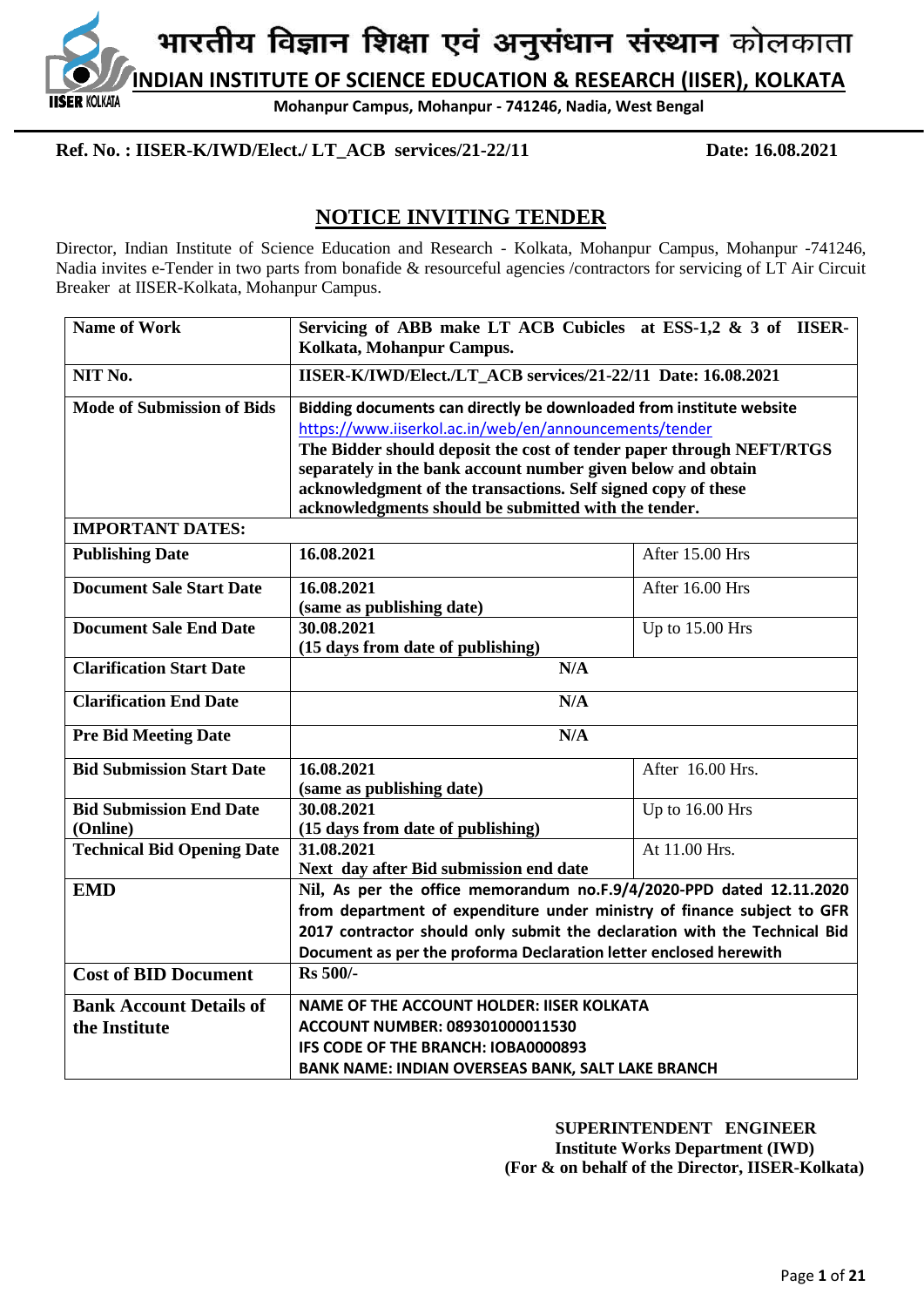भारतीय विज्ञान शिक्षा एवं अनुसंधान संस्थान कोलकाता

**INDIAN INSTITUTE OF SCIENCE EDUCATION & RESEARCH (IISER), KOLKATA**

**Mohanpur Campus, Mohanpur - 741246, Nadia, West Bengal**

**Ref. No. : IISER-K/IWD/Elect./ LT_ACB services/21-22/11** **Date: 16.08.2021**

# NOTICE INVITING TENDER

Director, Indian Institute of Science Education and Research - Kolkata, Mohanpur Campus, Mohanpur -741246, Nadia invites e-Tender in two parts from bonafide & resourceful agencies /contractors for servicing of LT Air Circuit Breaker at IISER-Kolkata, Mohanpur Campus.

| | | |
|---|---|---|
| **Name of Work** | **Servicing of ABB make LT ACB Cubicles at ESS-1,2 & 3 of IISER-Kolkata, Mohanpur Campus.** | |
| **NIT No.** | **IISER-K/IWD/Elect./LT_ACB services/21-22/11 Date: 16.08.2021** | |
| **Mode of Submission of Bids** | **Bidding documents can directly be downloaded from institute website** https://www.iiserkol.ac.in/web/en/announcements/tender **The Bidder should deposit the cost of tender paper through NEFT/RTGS separately in the bank account number given below and obtain acknowledgment of the transactions. Self signed copy of these acknowledgments should be submitted with the tender.** | |
| **IMPORTANT DATES:** | | |
| **Publishing Date** | **16.08.2021** | After 15.00 Hrs |
| **Document Sale Start Date** | **16.08.2021 (same as publishing date)** | After 16.00 Hrs |
| **Document Sale End Date** | **30.08.2021 (15 days from date of publishing)** | Up to 15.00 Hrs |
| **Clarification Start Date** | **N/A** | |
| **Clarification End Date** | **N/A** | |
| **Pre Bid Meeting Date** | **N/A** | |
| **Bid Submission Start Date** | **16.08.2021 (same as publishing date)** | After 16.00 Hrs. |
| **Bid Submission End Date (Online)** | **30.08.2021 (15 days from date of publishing)** | Up to 16.00 Hrs |
| **Technical Bid Opening Date** | **31.08.2021 Next day after Bid submission end date** | At 11.00 Hrs. |
| **EMD** | **Nil, As per the office memorandum no.F.9/4/2020-PPD dated 12.11.2020 from department of expenditure under ministry of finance subject to GFR 2017 contractor should only submit the declaration with the Technical Bid Document as per the proforma Declaration letter enclosed herewith** | |
| **Cost of BID Document** | **Rs 500/-** | |
| **Bank Account Details of the Institute** | **NAME OF THE ACCOUNT HOLDER: IISER KOLKATA ACCOUNT NUMBER: 089301000011530 IFS CODE OF THE BRANCH: IOBA0000893 BANK NAME: INDIAN OVERSEAS BANK, SALT LAKE BRANCH** | |

**SUPERINTENDENT ENGINEER**
**Institute Works Department (IWD)**
**(For & on behalf of the Director, IISER-Kolkata)**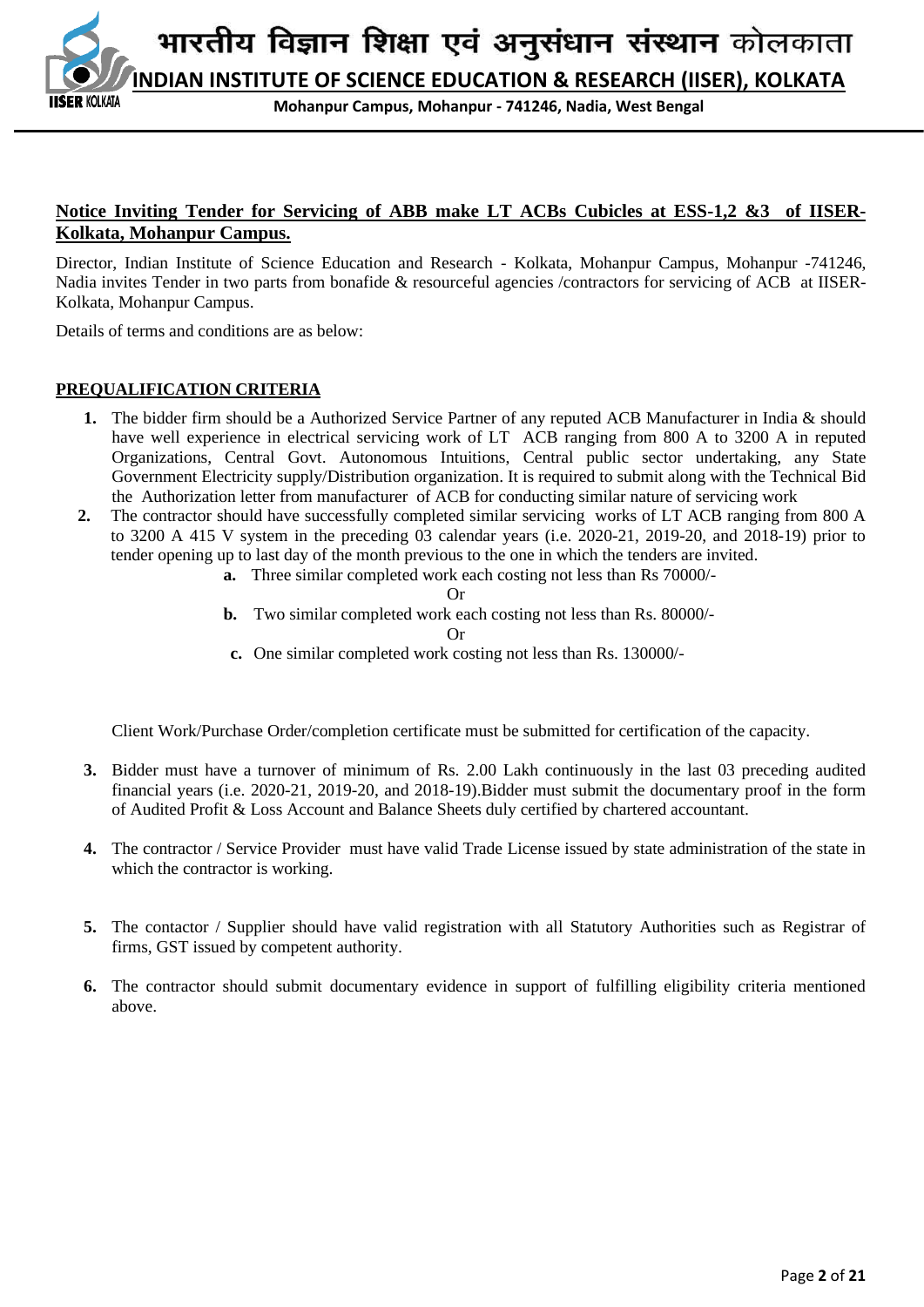भारतीय विज्ञान शिक्षा एवं अनुसंधान संस्थान कोलकाता

**INDIAN INSTITUTE OF SCIENCE EDUCATION & RESEARCH (IISER), KOLKATA**

**Mohanpur Campus, Mohanpur - 741246, Nadia, West Bengal**

## Notice Inviting Tender for Servicing of ABB make LT ACBs Cubicles at ESS-1,2 &3 of IISER-Kolkata, Mohanpur Campus.

Director, Indian Institute of Science Education and Research - Kolkata, Mohanpur Campus, Mohanpur -741246, Nadia invites Tender in two parts from bonafide & resourceful agencies /contractors for servicing of ACB at IISER-Kolkata, Mohanpur Campus.

Details of terms and conditions are as below:

### PREQUALIFICATION CRITERIA

1. The bidder firm should be a Authorized Service Partner of any reputed ACB Manufacturer in India & should have well experience in electrical servicing work of LT ACB ranging from 800 A to 3200 A in reputed Organizations, Central Govt. Autonomous Intuitions, Central public sector undertaking, any State Government Electricity supply/Distribution organization. It is required to submit along with the Technical Bid the Authorization letter from manufacturer of ACB for conducting similar nature of servicing work
2. The contractor should have successfully completed similar servicing works of LT ACB ranging from 800 A to 3200 A 415 V system in the preceding 03 calendar years (i.e. 2020-21, 2019-20, and 2018-19) prior to tender opening up to last day of the month previous to the one in which the tenders are invited.
   - **a.** Three similar completed work each costing not less than Rs 70000/-

     Or
   - **b.** Two similar completed work each costing not less than Rs. 80000/-

     Or
   - **c.** One similar completed work costing not less than Rs. 130000/-

   Client Work/Purchase Order/completion certificate must be submitted for certification of the capacity.
3. Bidder must have a turnover of minimum of Rs. 2.00 Lakh continuously in the last 03 preceding audited financial years (i.e. 2020-21, 2019-20, and 2018-19).Bidder must submit the documentary proof in the form of Audited Profit & Loss Account and Balance Sheets duly certified by chartered accountant.
4. The contractor / Service Provider must have valid Trade License issued by state administration of the state in which the contractor is working.
5. The contactor / Supplier should have valid registration with all Statutory Authorities such as Registrar of firms, GST issued by competent authority.
6. The contractor should submit documentary evidence in support of fulfilling eligibility criteria mentioned above.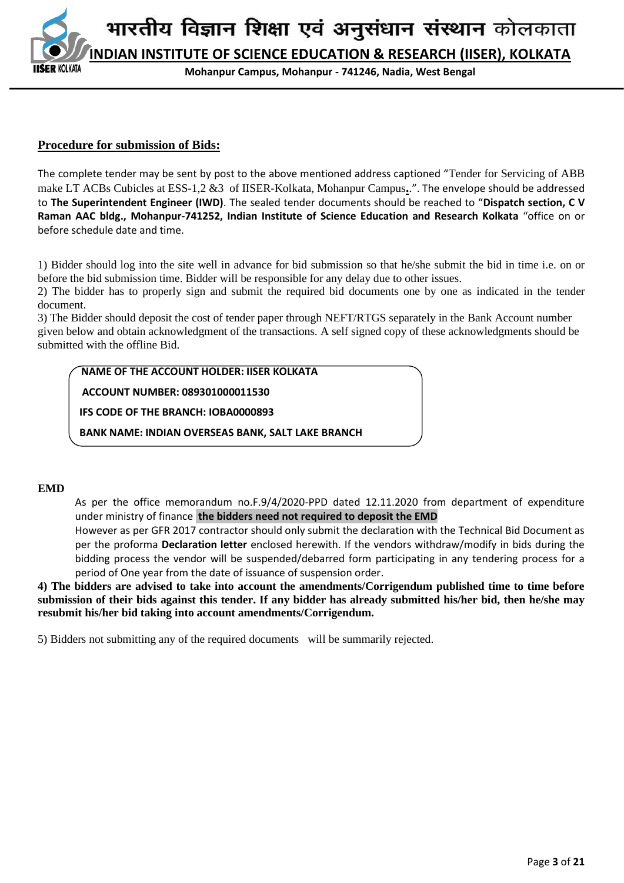## Procedure for submission of Bids:

The complete tender may be sent by post to the above mentioned address captioned "Tender for Servicing of ABB make LT ACBs Cubicles at ESS-1,2 &3 of IISER-Kolkata, Mohanpur Campus..". The envelope should be addressed to **The Superintendent Engineer (IWD)**. The sealed tender documents should be reached to "**Dispatch section, C V Raman AAC bldg., Mohanpur-741252, Indian Institute of Science Education and Research Kolkata** "office on or before schedule date and time.

1) Bidder should log into the site well in advance for bid submission so that he/she submit the bid in time i.e. on or before the bid submission time. Bidder will be responsible for any delay due to other issues.

2) The bidder has to properly sign and submit the required bid documents one by one as indicated in the tender document.

3) The Bidder should deposit the cost of tender paper through NEFT/RTGS separately in the Bank Account number given below and obtain acknowledgment of the transactions. A self signed copy of these acknowledgments should be submitted with the offline Bid.

**NAME OF THE ACCOUNT HOLDER: IISER KOLKATA**

**ACCOUNT NUMBER: 089301000011530**

**IFS CODE OF THE BRANCH: IOBA0000893**

**BANK NAME: INDIAN OVERSEAS BANK, SALT LAKE BRANCH**

**EMD**

As per the office memorandum no.F.9/4/2020-PPD dated 12.11.2020 from department of expenditure under ministry of finance **the bidders need not required to deposit the EMD**

However as per GFR 2017 contractor should only submit the declaration with the Technical Bid Document as per the proforma **Declaration letter** enclosed herewith. If the vendors withdraw/modify in bids during the bidding process the vendor will be suspended/debarred form participating in any tendering process for a period of One year from the date of issuance of suspension order.

**4) The bidders are advised to take into account the amendments/Corrigendum published time to time before submission of their bids against this tender. If any bidder has already submitted his/her bid, then he/she may resubmit his/her bid taking into account amendments/Corrigendum.**

5) Bidders not submitting any of the required documents will be summarily rejected.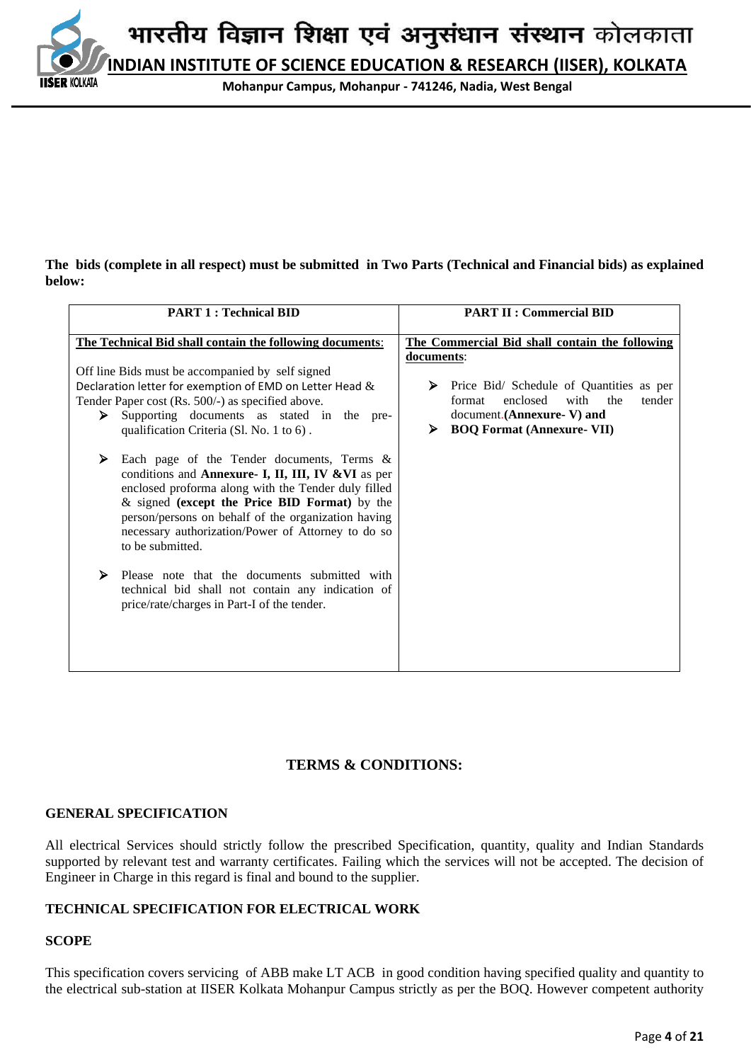The bids (complete in all respect) must be submitted in Two Parts (Technical and Financial bids) as explained below:

| PART 1 : Technical BID | PART II : Commercial BID |
|---|---|
| **The Technical Bid shall contain the following documents**: <br><br> Off line Bids must be accompanied by self signed Declaration letter for exemption of EMD on Letter Head & Tender Paper cost (Rs. 500/-) as specified above. <br> ➢ Supporting documents as stated in the pre-qualification Criteria (Sl. No. 1 to 6) . <br><br> ➢ Each page of the Tender documents, Terms & conditions and **Annexure- I, II, III, IV &VI** as per enclosed proforma along with the Tender duly filled & signed **(except the Price BID Format)** by the person/persons on behalf of the organization having necessary authorization/Power of Attorney to do so to be submitted. <br><br> ➢ Please note that the documents submitted with technical bid shall not contain any indication of price/rate/charges in Part-I of the tender. | **The Commercial Bid shall contain the following documents**: <br><br> ➢ Price Bid/ Schedule of Quantities as per format enclosed with the tender document.**(Annexure- V) and** <br> ➢ **BOQ Format (Annexure- VII)** |

## TERMS & CONDITIONS:

### GENERAL SPECIFICATION

All electrical Services should strictly follow the prescribed Specification, quantity, quality and Indian Standards supported by relevant test and warranty certificates. Failing which the services will not be accepted. The decision of Engineer in Charge in this regard is final and bound to the supplier.

### TECHNICAL SPECIFICATION FOR ELECTRICAL WORK

### SCOPE

This specification covers servicing of ABB make LT ACB in good condition having specified quality and quantity to the electrical sub-station at IISER Kolkata Mohanpur Campus strictly as per the BOQ. However competent authority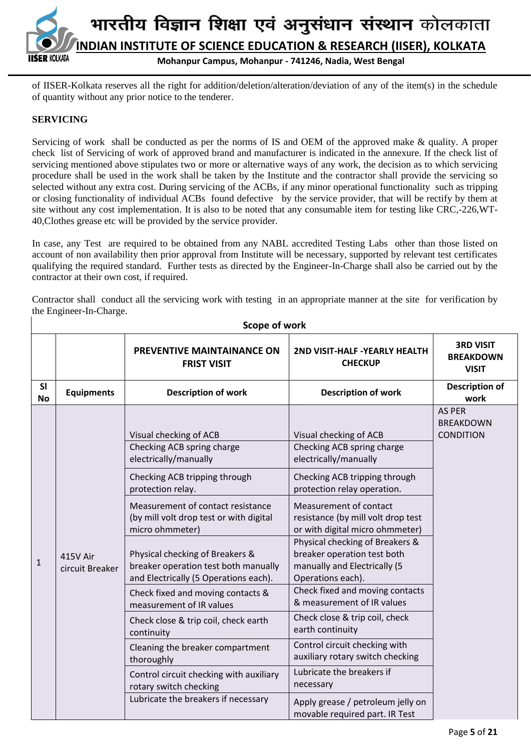of IISER-Kolkata reserves all the right for addition/deletion/alteration/deviation of any of the item(s) in the schedule of quantity without any prior notice to the tenderer.

**SERVICING**

Servicing of work shall be conducted as per the norms of IS and OEM of the approved make & quality. A proper check list of Servicing of work of approved brand and manufacturer is indicated in the annexure. If the check list of servicing mentioned above stipulates two or more or alternative ways of any work, the decision as to which servicing procedure shall be used in the work shall be taken by the Institute and the contractor shall provide the servicing so selected without any extra cost. During servicing of the ACBs, if any minor operational functionality such as tripping or closing functionality of individual ACBs found defective by the service provider, that will be rectify by them at site without any cost implementation. It is also to be noted that any consumable item for testing like CRC,-226,WT-40,Clothes grease etc will be provided by the service provider.

In case, any Test are required to be obtained from any NABL accredited Testing Labs other than those listed on account of non availability then prior approval from Institute will be necessary, supported by relevant test certificates qualifying the required standard. Further tests as directed by the Engineer-In-Charge shall also be carried out by the contractor at their own cost, if required.

Contractor shall conduct all the servicing work with testing in an appropriate manner at the site for verification by the Engineer-In-Charge.

**Scope of work**

| | | **PREVENTIVE MAINTAINANCE ON FRIST VISIT** | **2ND VISIT-HALF -YEARLY HEALTH CHECKUP** | **3RD VISIT BREAKDOWN VISIT** |
|---|---|---|---|---|
| **Sl No** | **Equipments** | **Description of work** | **Description of work** | **Description of work** |
| 1 | 415V Air circuit Breaker | Visual checking of ACB | Visual checking of ACB | AS PER BREAKDOWN CONDITION |
| | | Checking ACB spring charge electrically/manually | Checking ACB spring charge electrically/manually | |
| | | Checking ACB tripping through protection relay. | Checking ACB tripping through protection relay operation. | |
| | | Measurement of contact resistance (by mill volt drop test or with digital micro ohmmeter) | Measurement of contact resistance (by mill volt drop test or with digital micro ohmmeter) | |
| | | Physical checking of Breakers & breaker operation test both manually and Electrically (5 Operations each). | Physical checking of Breakers & breaker operation test both manually and Electrically (5 Operations each). | |
| | | Check fixed and moving contacts & measurement of IR values | Check fixed and moving contacts & measurement of IR values | |
| | | Check close & trip coil, check earth continuity | Check close & trip coil, check earth continuity | |
| | | Cleaning the breaker compartment thoroughly | Control circuit checking with auxiliary rotary switch checking | |
| | | Control circuit checking with auxiliary rotary switch checking | Lubricate the breakers if necessary | |
| | | Lubricate the breakers if necessary | Apply grease / petroleum jelly on movable required part. IR Test | |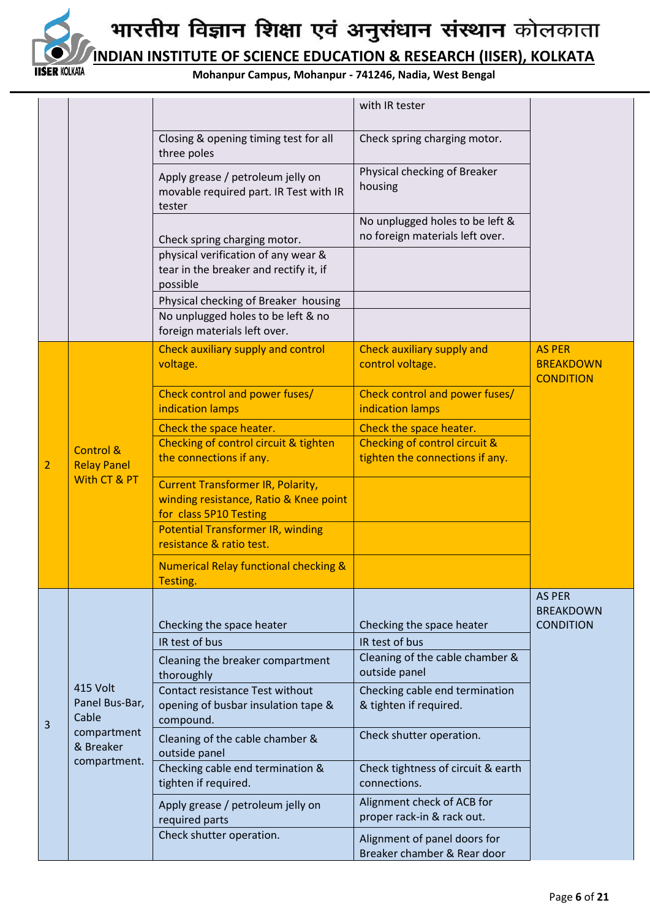|  |  |  | with IR tester |  |
|---|---|---|---|---|
|  |  | Closing & opening timing test for all three poles | Check spring charging motor. |  |
|  |  | Apply grease / petroleum jelly on movable required part. IR Test with IR tester | Physical checking of Breaker housing |  |
|  |  | Check spring charging motor. | No unplugged holes to be left & no foreign materials left over. |  |
|  |  | physical verification of any wear & tear in the breaker and rectify it, if possible |  |  |
|  |  | Physical checking of Breaker housing |  |  |
|  |  | No unplugged holes to be left & no foreign materials left over. |  |  |
| 2 | Control & Relay Panel With CT & PT | Check auxiliary supply and control voltage. | Check auxiliary supply and control voltage. | AS PER BREAKDOWN CONDITION |
|  |  | Check control and power fuses/ indication lamps | Check control and power fuses/ indication lamps |  |
|  |  | Check the space heater. | Check the space heater. |  |
|  |  | Checking of control circuit & tighten the connections if any. | Checking of control circuit & tighten the connections if any. |  |
|  |  | Current Transformer IR, Polarity, winding resistance, Ratio & Knee point for class 5P10 Testing |  |  |
|  |  | Potential Transformer IR, winding resistance & ratio test. |  |  |
|  |  | Numerical Relay functional checking & Testing. |  |  |
| 3 | 415 Volt Panel Bus-Bar, Cable compartment & Breaker compartment. | Checking the space heater | Checking the space heater | AS PER BREAKDOWN CONDITION |
|  |  | IR test of bus | IR test of bus |  |
|  |  | Cleaning the breaker compartment thoroughly | Cleaning of the cable chamber & outside panel |  |
|  |  | Contact resistance Test without opening of busbar insulation tape & compound. | Checking cable end termination & tighten if required. |  |
|  |  | Cleaning of the cable chamber & outside panel | Check shutter operation. |  |
|  |  | Checking cable end termination & tighten if required. | Check tightness of circuit & earth connections. |  |
|  |  | Apply grease / petroleum jelly on required parts | Alignment check of ACB for proper rack-in & rack out. |  |
|  |  | Check shutter operation. | Alignment of panel doors for Breaker chamber & Rear door |  |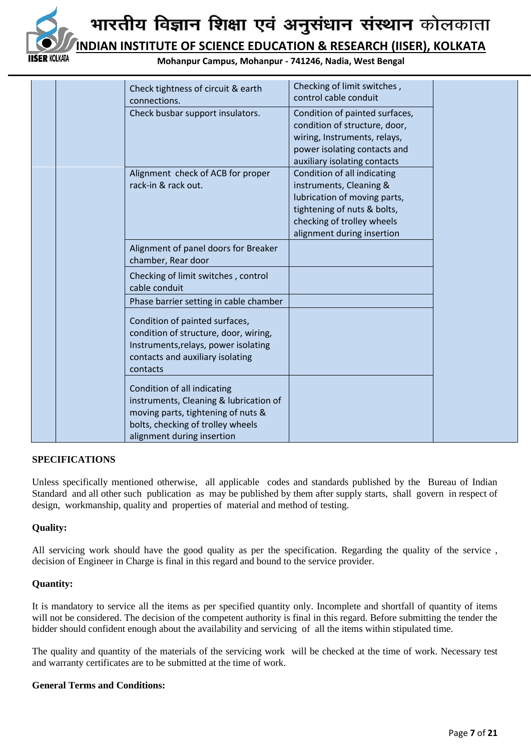|  |  |  |  |  |
|---|---|---|---|---|
|  |  | Check tightness of circuit & earth connections. | Checking of limit switches , control cable conduit |  |
|  |  | Check busbar support insulators. | Condition of painted surfaces, condition of structure, door, wiring, Instruments, relays, power isolating contacts and auxiliary isolating contacts |  |
|  |  | Alignment check of ACB for proper rack-in & rack out. | Condition of all indicating instruments, Cleaning & lubrication of moving parts, tightening of nuts & bolts, checking of trolley wheels alignment during insertion |  |
|  |  | Alignment of panel doors for Breaker chamber, Rear door |  |  |
|  |  | Checking of limit switches , control cable conduit |  |  |
|  |  | Phase barrier setting in cable chamber |  |  |
|  |  | Condition of painted surfaces, condition of structure, door, wiring, Instruments,relays, power isolating contacts and auxiliary isolating contacts |  |  |
|  |  | Condition of all indicating instruments, Cleaning & lubrication of moving parts, tightening of nuts & bolts, checking of trolley wheels alignment during insertion |  |  |

**SPECIFICATIONS**

Unless specifically mentioned otherwise, all applicable codes and standards published by the Bureau of Indian Standard and all other such publication as may be published by them after supply starts, shall govern in respect of design, workmanship, quality and properties of material and method of testing.

**Quality:**

All servicing work should have the good quality as per the specification. Regarding the quality of the service , decision of Engineer in Charge is final in this regard and bound to the service provider.

**Quantity:**

It is mandatory to service all the items as per specified quantity only. Incomplete and shortfall of quantity of items will not be considered. The decision of the competent authority is final in this regard. Before submitting the tender the bidder should confident enough about the availability and servicing of all the items within stipulated time.

The quality and quantity of the materials of the servicing work will be checked at the time of work. Necessary test and warranty certificates are to be submitted at the time of work.

**General Terms and Conditions:**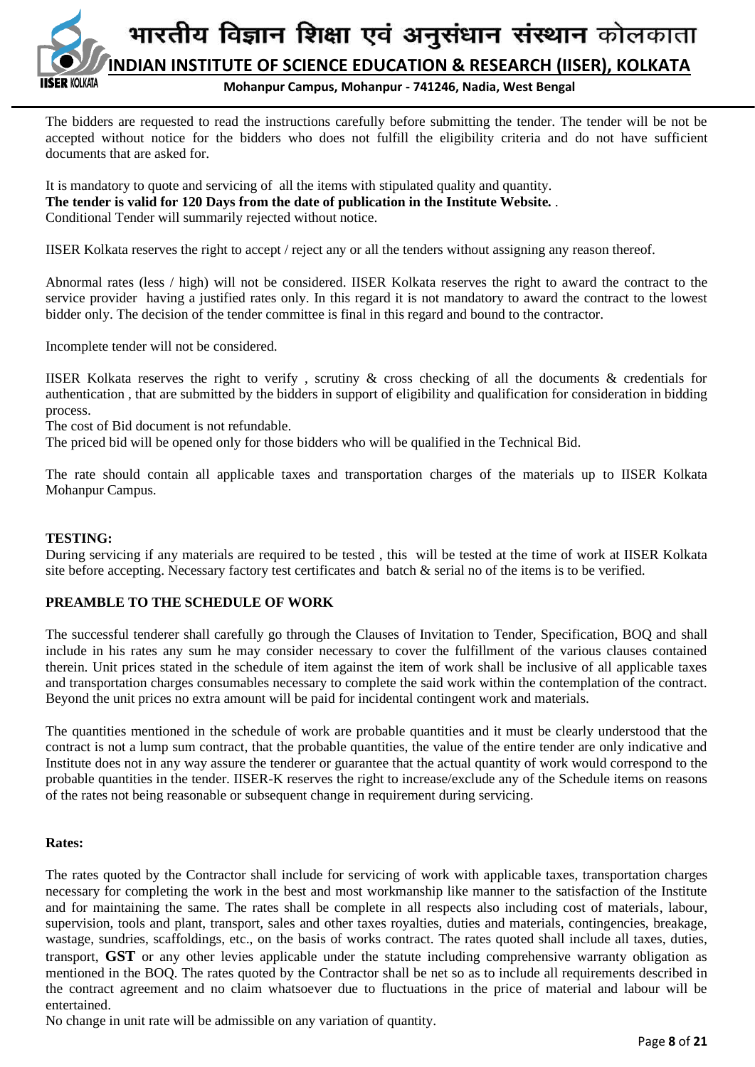The bidders are requested to read the instructions carefully before submitting the tender. The tender will be not be accepted without notice for the bidders who does not fulfill the eligibility criteria and do not have sufficient documents that are asked for.

It is mandatory to quote and servicing of all the items with stipulated quality and quantity.
**The tender is valid for 120 Days from the date of publication in the Institute Website.** .
Conditional Tender will summarily rejected without notice.

IISER Kolkata reserves the right to accept / reject any or all the tenders without assigning any reason thereof.

Abnormal rates (less / high) will not be considered. IISER Kolkata reserves the right to award the contract to the service provider having a justified rates only. In this regard it is not mandatory to award the contract to the lowest bidder only. The decision of the tender committee is final in this regard and bound to the contractor.

Incomplete tender will not be considered.

IISER Kolkata reserves the right to verify , scrutiny & cross checking of all the documents & credentials for authentication , that are submitted by the bidders in support of eligibility and qualification for consideration in bidding process.
The cost of Bid document is not refundable.
The priced bid will be opened only for those bidders who will be qualified in the Technical Bid.

The rate should contain all applicable taxes and transportation charges of the materials up to IISER Kolkata Mohanpur Campus.

**TESTING:**
During servicing if any materials are required to be tested , this will be tested at the time of work at IISER Kolkata site before accepting. Necessary factory test certificates and batch & serial no of the items is to be verified.

**PREAMBLE TO THE SCHEDULE OF WORK**

The successful tenderer shall carefully go through the Clauses of Invitation to Tender, Specification, BOQ and shall include in his rates any sum he may consider necessary to cover the fulfillment of the various clauses contained therein. Unit prices stated in the schedule of item against the item of work shall be inclusive of all applicable taxes and transportation charges consumables necessary to complete the said work within the contemplation of the contract. Beyond the unit prices no extra amount will be paid for incidental contingent work and materials.

The quantities mentioned in the schedule of work are probable quantities and it must be clearly understood that the contract is not a lump sum contract, that the probable quantities, the value of the entire tender are only indicative and Institute does not in any way assure the tenderer or guarantee that the actual quantity of work would correspond to the probable quantities in the tender. IISER-K reserves the right to increase/exclude any of the Schedule items on reasons of the rates not being reasonable or subsequent change in requirement during servicing.

**Rates:**

The rates quoted by the Contractor shall include for servicing of work with applicable taxes, transportation charges necessary for completing the work in the best and most workmanship like manner to the satisfaction of the Institute and for maintaining the same. The rates shall be complete in all respects also including cost of materials, labour, supervision, tools and plant, transport, sales and other taxes royalties, duties and materials, contingencies, breakage, wastage, sundries, scaffoldings, etc., on the basis of works contract. The rates quoted shall include all taxes, duties, transport, **GST** or any other levies applicable under the statute including comprehensive warranty obligation as mentioned in the BOQ. The rates quoted by the Contractor shall be net so as to include all requirements described in the contract agreement and no claim whatsoever due to fluctuations in the price of material and labour will be entertained.
No change in unit rate will be admissible on any variation of quantity.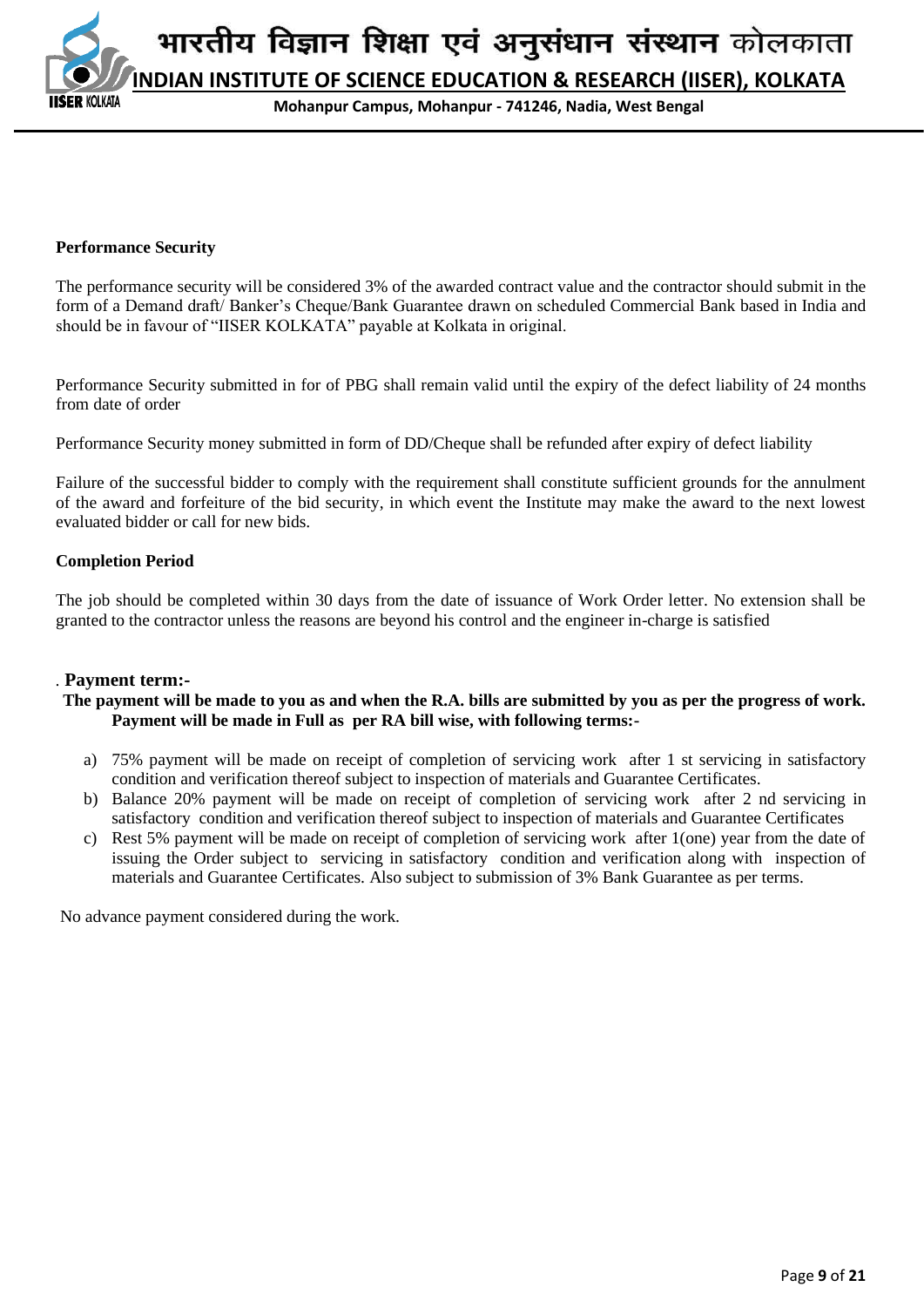**Performance Security**

The performance security will be considered 3% of the awarded contract value and the contractor should submit in the form of a Demand draft/ Banker's Cheque/Bank Guarantee drawn on scheduled Commercial Bank based in India and should be in favour of "IISER KOLKATA" payable at Kolkata in original.

Performance Security submitted in for of PBG shall remain valid until the expiry of the defect liability of 24 months from date of order

Performance Security money submitted in form of DD/Cheque shall be refunded after expiry of defect liability

Failure of the successful bidder to comply with the requirement shall constitute sufficient grounds for the annulment of the award and forfeiture of the bid security, in which event the Institute may make the award to the next lowest evaluated bidder or call for new bids.

**Completion Period**

The job should be completed within 30 days from the date of issuance of Work Order letter. No extension shall be granted to the contractor unless the reasons are beyond his control and the engineer in-charge is satisfied

. **Payment term:-**

**The payment will be made to you as and when the R.A. bills are submitted by you as per the progress of work. Payment will be made in Full as per RA bill wise, with following terms:-**

a) 75% payment will be made on receipt of completion of servicing work after 1 st servicing in satisfactory condition and verification thereof subject to inspection of materials and Guarantee Certificates.
b) Balance 20% payment will be made on receipt of completion of servicing work after 2 nd servicing in satisfactory condition and verification thereof subject to inspection of materials and Guarantee Certificates
c) Rest 5% payment will be made on receipt of completion of servicing work after 1(one) year from the date of issuing the Order subject to servicing in satisfactory condition and verification along with inspection of materials and Guarantee Certificates. Also subject to submission of 3% Bank Guarantee as per terms.

No advance payment considered during the work.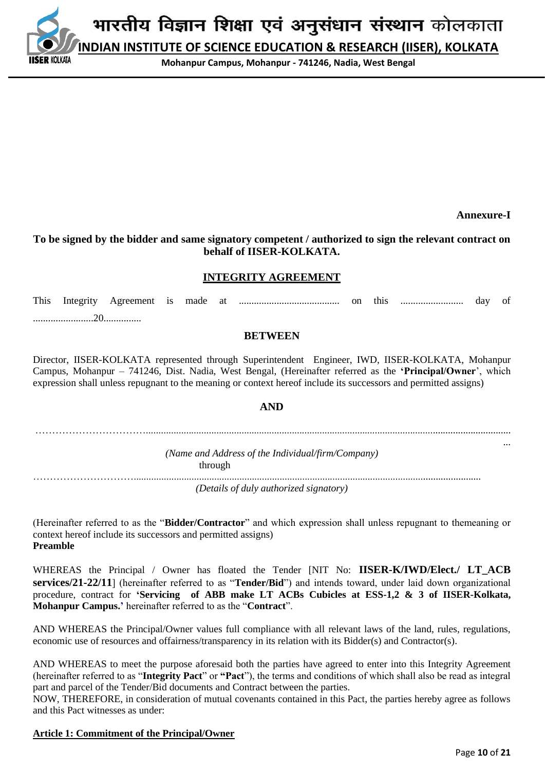**Annexure-I**

**To be signed by the bidder and same signatory competent / authorized to sign the relevant contract on behalf of IISER-KOLKATA.**

## INTEGRITY AGREEMENT

This Integrity Agreement is made at ........................................ on this ......................... day of .........................20...............

**BETWEEN**

Director, IISER-KOLKATA represented through Superintendent Engineer, IWD, IISER-KOLKATA, Mohanpur Campus, Mohanpur – 741246, Dist. Nadia, West Bengal, (Hereinafter referred as the **'Principal/Owner**', which expression shall unless repugnant to the meaning or context hereof include its successors and permitted assigns)

**AND**

……………………………..............................................................................................................................................

*(Name and Address of the Individual/firm/Company)*

through

…………………………..........................................................................................................................................

*(Details of duly authorized signatory)*

(Hereinafter referred to as the "**Bidder/Contractor**" and which expression shall unless repugnant to themeaning or context hereof include its successors and permitted assigns)

**Preamble**

WHEREAS the Principal / Owner has floated the Tender [NIT No: **IISER-K/IWD/Elect./ LT_ACB services/21-22/11**] (hereinafter referred to as "**Tender/Bid**") and intends toward, under laid down organizational procedure, contract for **'Servicing of ABB make LT ACBs Cubicles at ESS-1,2 & 3 of IISER-Kolkata, Mohanpur Campus.'** hereinafter referred to as the "**Contract**".

AND WHEREAS the Principal/Owner values full compliance with all relevant laws of the land, rules, regulations, economic use of resources and offairness/transparency in its relation with its Bidder(s) and Contractor(s).

AND WHEREAS to meet the purpose aforesaid both the parties have agreed to enter into this Integrity Agreement (hereinafter referred to as "**Integrity Pact**" or **"Pact**"), the terms and conditions of which shall also be read as integral part and parcel of the Tender/Bid documents and Contract between the parties.

NOW, THEREFORE, in consideration of mutual covenants contained in this Pact, the parties hereby agree as follows and this Pact witnesses as under:

**Article 1: Commitment of the Principal/Owner**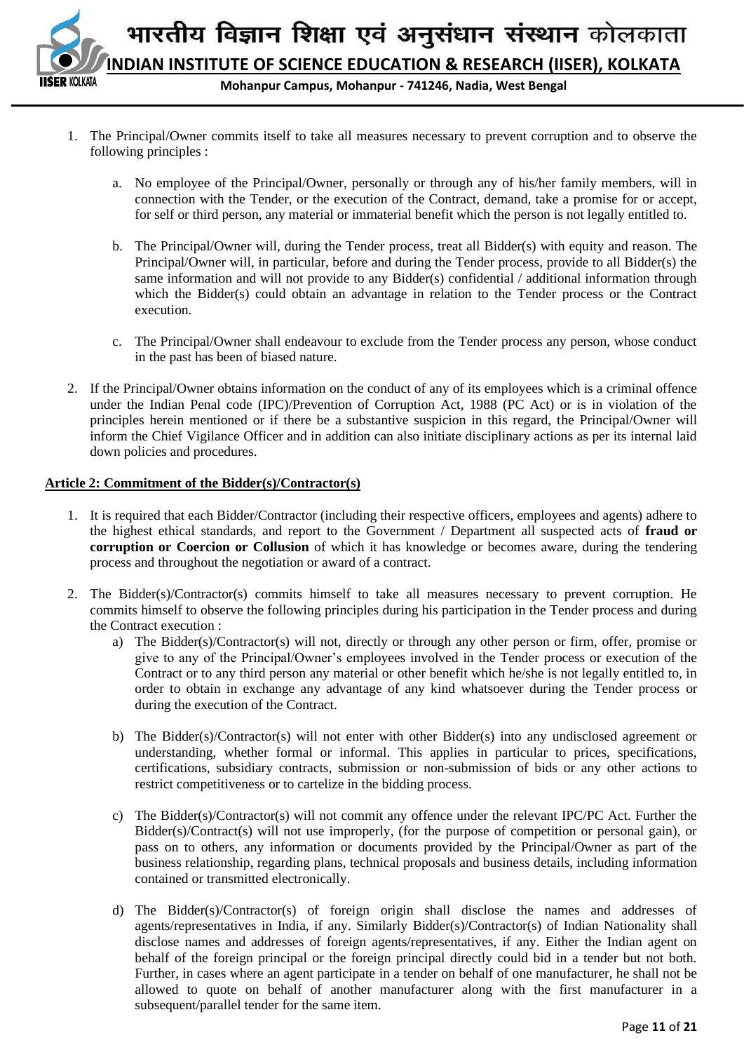1. The Principal/Owner commits itself to take all measures necessary to prevent corruption and to observe the following principles :

   a. No employee of the Principal/Owner, personally or through any of his/her family members, will in connection with the Tender, or the execution of the Contract, demand, take a promise for or accept, for self or third person, any material or immaterial benefit which the person is not legally entitled to.

   b. The Principal/Owner will, during the Tender process, treat all Bidder(s) with equity and reason. The Principal/Owner will, in particular, before and during the Tender process, provide to all Bidder(s) the same information and will not provide to any Bidder(s) confidential / additional information through which the Bidder(s) could obtain an advantage in relation to the Tender process or the Contract execution.

   c. The Principal/Owner shall endeavour to exclude from the Tender process any person, whose conduct in the past has been of biased nature.

2. If the Principal/Owner obtains information on the conduct of any of its employees which is a criminal offence under the Indian Penal code (IPC)/Prevention of Corruption Act, 1988 (PC Act) or is in violation of the principles herein mentioned or if there be a substantive suspicion in this regard, the Principal/Owner will inform the Chief Vigilance Officer and in addition can also initiate disciplinary actions as per its internal laid down policies and procedures.

**Article 2: Commitment of the Bidder(s)/Contractor(s)**

1. It is required that each Bidder/Contractor (including their respective officers, employees and agents) adhere to the highest ethical standards, and report to the Government / Department all suspected acts of **fraud or corruption or Coercion or Collusion** of which it has knowledge or becomes aware, during the tendering process and throughout the negotiation or award of a contract.

2. The Bidder(s)/Contractor(s) commits himself to take all measures necessary to prevent corruption. He commits himself to observe the following principles during his participation in the Tender process and during the Contract execution :

   a) The Bidder(s)/Contractor(s) will not, directly or through any other person or firm, offer, promise or give to any of the Principal/Owner's employees involved in the Tender process or execution of the Contract or to any third person any material or other benefit which he/she is not legally entitled to, in order to obtain in exchange any advantage of any kind whatsoever during the Tender process or during the execution of the Contract.

   b) The Bidder(s)/Contractor(s) will not enter with other Bidder(s) into any undisclosed agreement or understanding, whether formal or informal. This applies in particular to prices, specifications, certifications, subsidiary contracts, submission or non-submission of bids or any other actions to restrict competitiveness or to cartelize in the bidding process.

   c) The Bidder(s)/Contractor(s) will not commit any offence under the relevant IPC/PC Act. Further the Bidder(s)/Contract(s) will not use improperly, (for the purpose of competition or personal gain), or pass on to others, any information or documents provided by the Principal/Owner as part of the business relationship, regarding plans, technical proposals and business details, including information contained or transmitted electronically.

   d) The Bidder(s)/Contractor(s) of foreign origin shall disclose the names and addresses of agents/representatives in India, if any. Similarly Bidder(s)/Contractor(s) of Indian Nationality shall disclose names and addresses of foreign agents/representatives, if any. Either the Indian agent on behalf of the foreign principal or the foreign principal directly could bid in a tender but not both. Further, in cases where an agent participate in a tender on behalf of one manufacturer, he shall not be allowed to quote on behalf of another manufacturer along with the first manufacturer in a subsequent/parallel tender for the same item.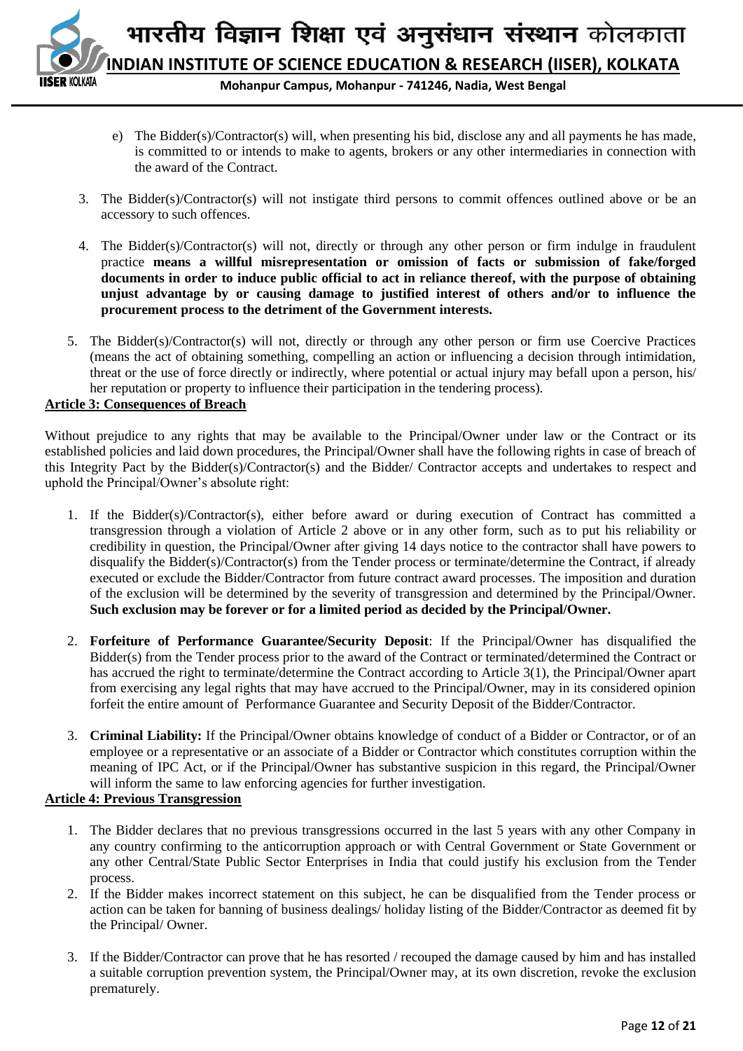e) The Bidder(s)/Contractor(s) will, when presenting his bid, disclose any and all payments he has made, is committed to or intends to make to agents, brokers or any other intermediaries in connection with the award of the Contract.

3. The Bidder(s)/Contractor(s) will not instigate third persons to commit offences outlined above or be an accessory to such offences.

4. The Bidder(s)/Contractor(s) will not, directly or through any other person or firm indulge in fraudulent practice **means a willful misrepresentation or omission of facts or submission of fake/forged documents in order to induce public official to act in reliance thereof, with the purpose of obtaining unjust advantage by or causing damage to justified interest of others and/or to influence the procurement process to the detriment of the Government interests.**

5. The Bidder(s)/Contractor(s) will not, directly or through any other person or firm use Coercive Practices (means the act of obtaining something, compelling an action or influencing a decision through intimidation, threat or the use of force directly or indirectly, where potential or actual injury may befall upon a person, his/ her reputation or property to influence their participation in the tendering process).

**Article 3: Consequences of Breach**

Without prejudice to any rights that may be available to the Principal/Owner under law or the Contract or its established policies and laid down procedures, the Principal/Owner shall have the following rights in case of breach of this Integrity Pact by the Bidder(s)/Contractor(s) and the Bidder/ Contractor accepts and undertakes to respect and uphold the Principal/Owner's absolute right:

1. If the Bidder(s)/Contractor(s), either before award or during execution of Contract has committed a transgression through a violation of Article 2 above or in any other form, such as to put his reliability or credibility in question, the Principal/Owner after giving 14 days notice to the contractor shall have powers to disqualify the Bidder(s)/Contractor(s) from the Tender process or terminate/determine the Contract, if already executed or exclude the Bidder/Contractor from future contract award processes. The imposition and duration of the exclusion will be determined by the severity of transgression and determined by the Principal/Owner. **Such exclusion may be forever or for a limited period as decided by the Principal/Owner.**

2. **Forfeiture of Performance Guarantee/Security Deposit**: If the Principal/Owner has disqualified the Bidder(s) from the Tender process prior to the award of the Contract or terminated/determined the Contract or has accrued the right to terminate/determine the Contract according to Article 3(1), the Principal/Owner apart from exercising any legal rights that may have accrued to the Principal/Owner, may in its considered opinion forfeit the entire amount of Performance Guarantee and Security Deposit of the Bidder/Contractor.

3. **Criminal Liability:** If the Principal/Owner obtains knowledge of conduct of a Bidder or Contractor, or of an employee or a representative or an associate of a Bidder or Contractor which constitutes corruption within the meaning of IPC Act, or if the Principal/Owner has substantive suspicion in this regard, the Principal/Owner will inform the same to law enforcing agencies for further investigation.

**Article 4: Previous Transgression**

1. The Bidder declares that no previous transgressions occurred in the last 5 years with any other Company in any country confirming to the anticorruption approach or with Central Government or State Government or any other Central/State Public Sector Enterprises in India that could justify his exclusion from the Tender process.
2. If the Bidder makes incorrect statement on this subject, he can be disqualified from the Tender process or action can be taken for banning of business dealings/ holiday listing of the Bidder/Contractor as deemed fit by the Principal/ Owner.

3. If the Bidder/Contractor can prove that he has resorted / recouped the damage caused by him and has installed a suitable corruption prevention system, the Principal/Owner may, at its own discretion, revoke the exclusion prematurely.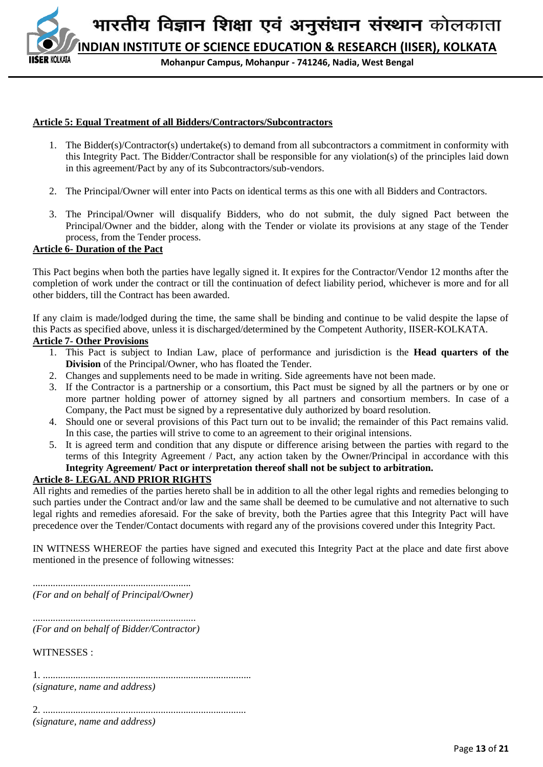**Article 5: Equal Treatment of all Bidders/Contractors/Subcontractors**

1. The Bidder(s)/Contractor(s) undertake(s) to demand from all subcontractors a commitment in conformity with this Integrity Pact. The Bidder/Contractor shall be responsible for any violation(s) of the principles laid down in this agreement/Pact by any of its Subcontractors/sub-vendors.
2. The Principal/Owner will enter into Pacts on identical terms as this one with all Bidders and Contractors.
3. The Principal/Owner will disqualify Bidders, who do not submit, the duly signed Pact between the Principal/Owner and the bidder, along with the Tender or violate its provisions at any stage of the Tender process, from the Tender process.

**Article 6- Duration of the Pact**

This Pact begins when both the parties have legally signed it. It expires for the Contractor/Vendor 12 months after the completion of work under the contract or till the continuation of defect liability period, whichever is more and for all other bidders, till the Contract has been awarded.

If any claim is made/lodged during the time, the same shall be binding and continue to be valid despite the lapse of this Pacts as specified above, unless it is discharged/determined by the Competent Authority, IISER-KOLKATA.

**Article 7- Other Provisions**

1. This Pact is subject to Indian Law, place of performance and jurisdiction is the **Head quarters of the Division** of the Principal/Owner, who has floated the Tender.
2. Changes and supplements need to be made in writing. Side agreements have not been made.
3. If the Contractor is a partnership or a consortium, this Pact must be signed by all the partners or by one or more partner holding power of attorney signed by all partners and consortium members. In case of a Company, the Pact must be signed by a representative duly authorized by board resolution.
4. Should one or several provisions of this Pact turn out to be invalid; the remainder of this Pact remains valid. In this case, the parties will strive to come to an agreement to their original intensions.
5. It is agreed term and condition that any dispute or difference arising between the parties with regard to the terms of this Integrity Agreement / Pact, any action taken by the Owner/Principal in accordance with this **Integrity Agreement/ Pact or interpretation thereof shall not be subject to arbitration.**

**Article 8- LEGAL AND PRIOR RIGHTS**

All rights and remedies of the parties hereto shall be in addition to all the other legal rights and remedies belonging to such parties under the Contract and/or law and the same shall be deemed to be cumulative and not alternative to such legal rights and remedies aforesaid. For the sake of brevity, both the Parties agree that this Integrity Pact will have precedence over the Tender/Contact documents with regard any of the provisions covered under this Integrity Pact.

IN WITNESS WHEREOF the parties have signed and executed this Integrity Pact at the place and date first above mentioned in the presence of following witnesses:

..............................................................
*(For and on behalf of Principal/Owner)*

................................................................
*(For and on behalf of Bidder/Contractor)*

WITNESSES :

1. ..................................................................................
*(signature, name and address)*

2. ................................................................................
*(signature, name and address)*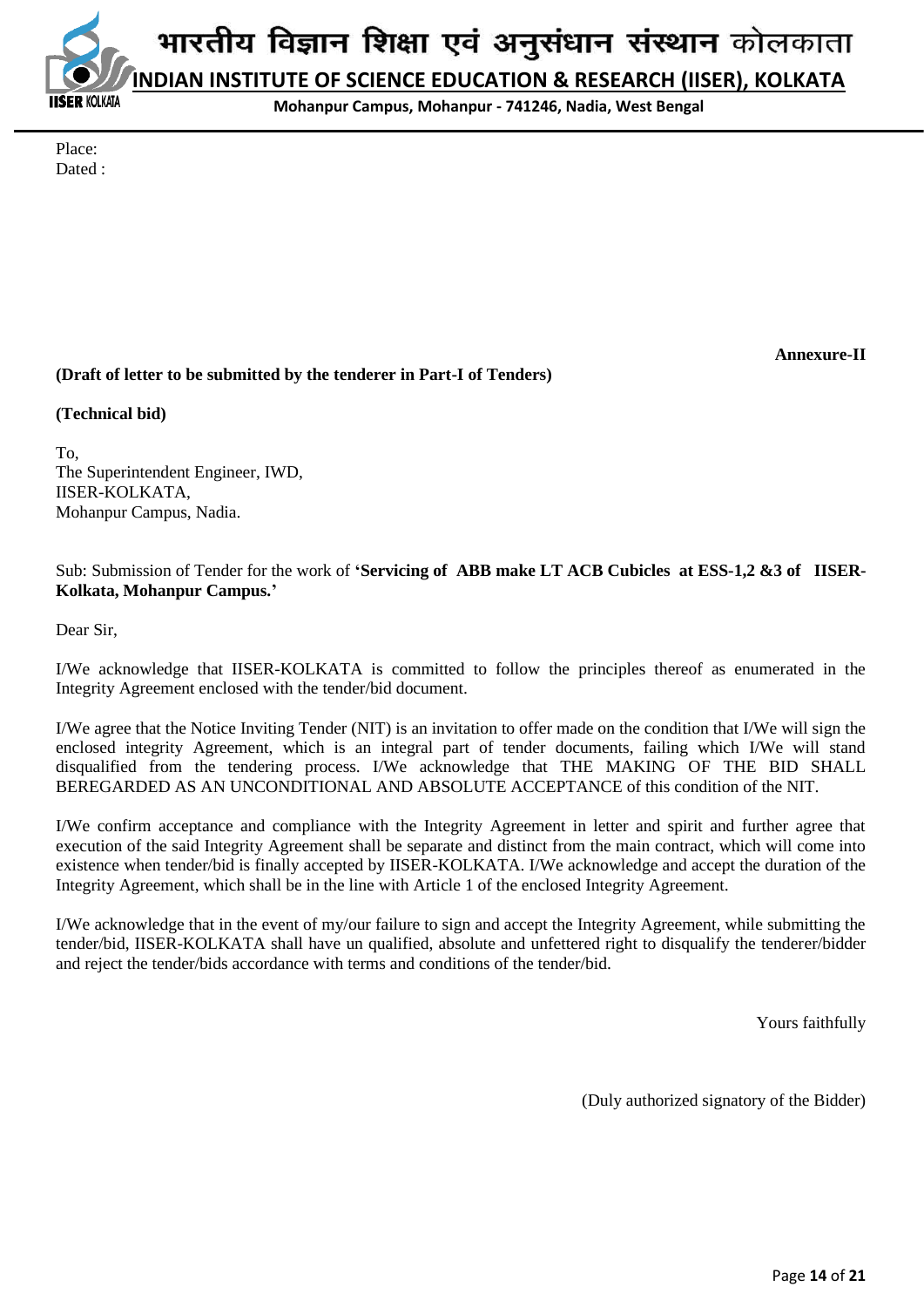Place:
Dated :

**Annexure-II**

**(Draft of letter to be submitted by the tenderer in Part-I of Tenders)**

**(Technical bid)**

To,
The Superintendent Engineer, IWD,
IISER-KOLKATA,
Mohanpur Campus, Nadia.

Sub: Submission of Tender for the work of **'Servicing of ABB make LT ACB Cubicles at ESS-1,2 &3 of IISER-Kolkata, Mohanpur Campus.'**

Dear Sir,

I/We acknowledge that IISER-KOLKATA is committed to follow the principles thereof as enumerated in the Integrity Agreement enclosed with the tender/bid document.

I/We agree that the Notice Inviting Tender (NIT) is an invitation to offer made on the condition that I/We will sign the enclosed integrity Agreement, which is an integral part of tender documents, failing which I/We will stand disqualified from the tendering process. I/We acknowledge that THE MAKING OF THE BID SHALL BEREGARDED AS AN UNCONDITIONAL AND ABSOLUTE ACCEPTANCE of this condition of the NIT.

I/We confirm acceptance and compliance with the Integrity Agreement in letter and spirit and further agree that execution of the said Integrity Agreement shall be separate and distinct from the main contract, which will come into existence when tender/bid is finally accepted by IISER-KOLKATA. I/We acknowledge and accept the duration of the Integrity Agreement, which shall be in the line with Article 1 of the enclosed Integrity Agreement.

I/We acknowledge that in the event of my/our failure to sign and accept the Integrity Agreement, while submitting the tender/bid, IISER-KOLKATA shall have un qualified, absolute and unfettered right to disqualify the tenderer/bidder and reject the tender/bids accordance with terms and conditions of the tender/bid.

Yours faithfully

(Duly authorized signatory of the Bidder)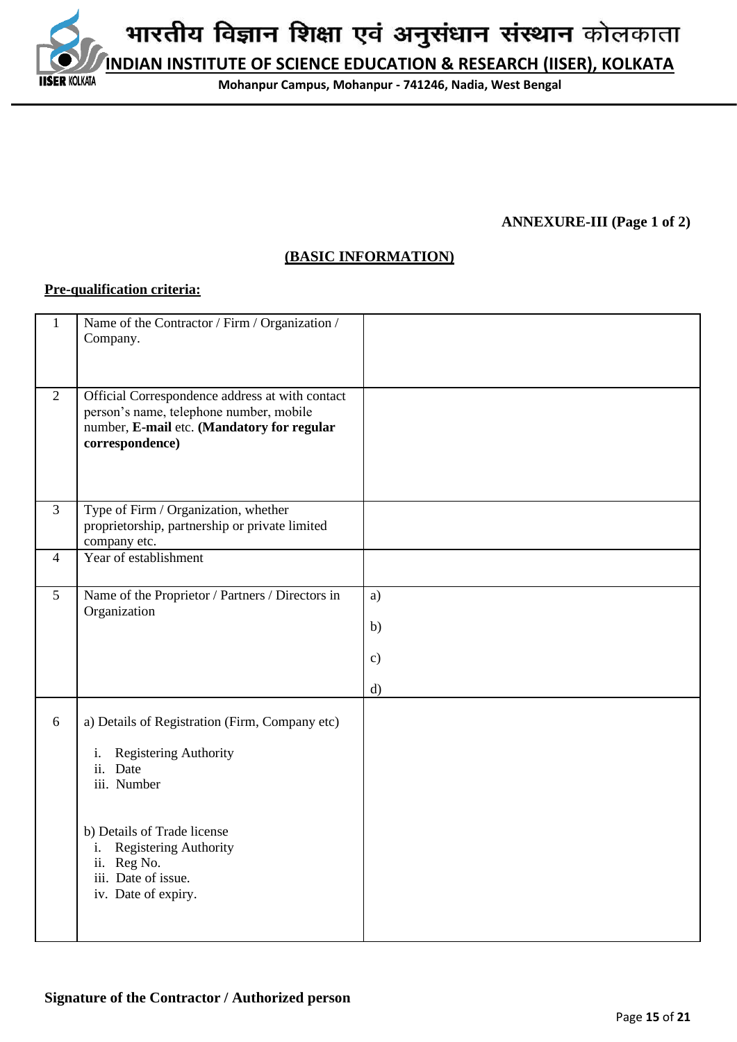**ANNEXURE-III (Page 1 of 2)**

## (BASIC INFORMATION)

**Pre-qualification criteria:**

| | | |
|---|---|---|
| 1 | Name of the Contractor / Firm / Organization / Company. | |
| 2 | Official Correspondence address at with contact person's name, telephone number, mobile number, **E-mail** etc. **(Mandatory for regular correspondence)** | |
| 3 | Type of Firm / Organization, whether proprietorship, partnership or private limited company etc. | |
| 4 | Year of establishment | |
| 5 | Name of the Proprietor / Partners / Directors in Organization | a)<br>b)<br>c)<br>d) |
| 6 | a) Details of Registration (Firm, Company etc)<br>i. Registering Authority<br>ii. Date<br>iii. Number<br><br>b) Details of Trade license<br>i. Registering Authority<br>ii. Reg No.<br>iii. Date of issue.<br>iv. Date of expiry. | |

**Signature of the Contractor / Authorized person**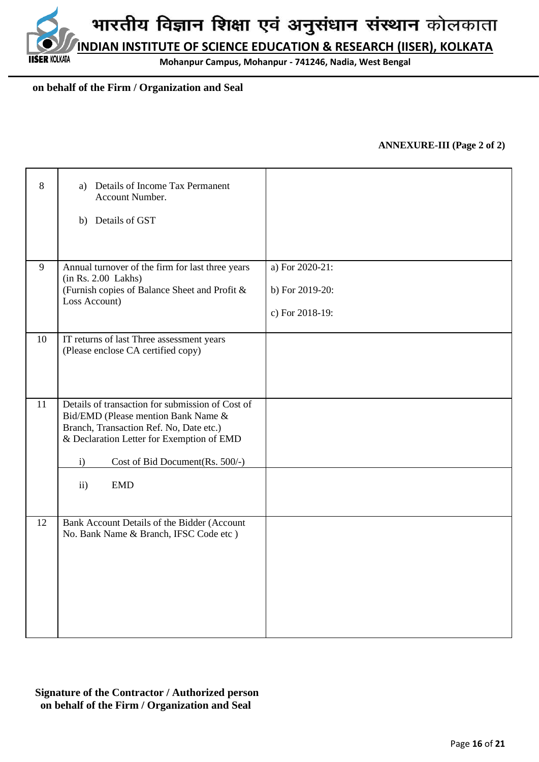**on behalf of the Firm / Organization and Seal**

**ANNEXURE-III (Page 2 of 2)**

| | | |
|---|---|---|
| 8 | a) Details of Income Tax Permanent Account Number.<br><br>b) Details of GST | |
| 9 | Annual turnover of the firm for last three years (in Rs. 2.00 Lakhs)<br>(Furnish copies of Balance Sheet and Profit & Loss Account) | a) For 2020-21:<br>b) For 2019-20:<br>c) For 2018-19: |
| 10 | IT returns of last Three assessment years (Please enclose CA certified copy) | |
| 11 | Details of transaction for submission of Cost of Bid/EMD (Please mention Bank Name & Branch, Transaction Ref. No, Date etc.)<br>& Declaration Letter for Exemption of EMD<br><br>i) Cost of Bid Document(Rs. 500/-) | |
| | ii) EMD | |
| 12 | Bank Account Details of the Bidder (Account No. Bank Name & Branch, IFSC Code etc ) | |

**Signature of the Contractor / Authorized person on behalf of the Firm / Organization and Seal**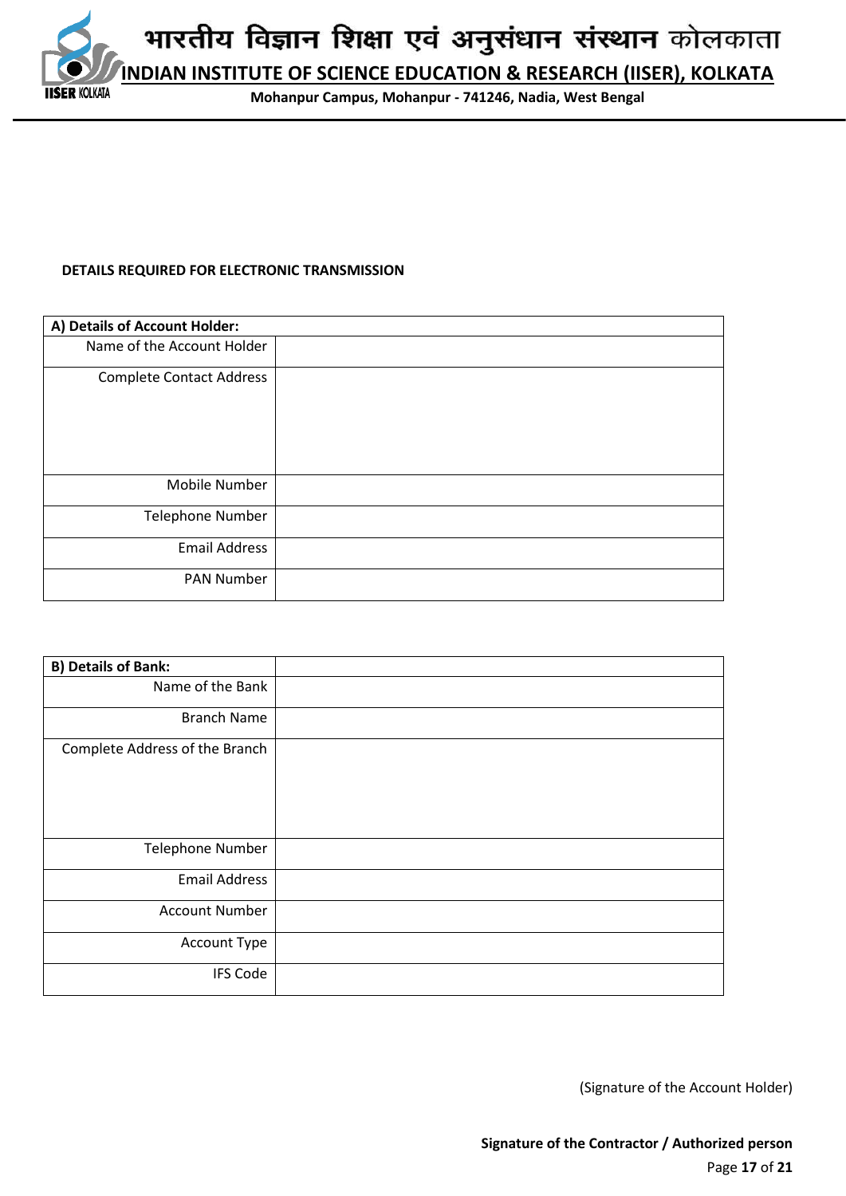**DETAILS REQUIRED FOR ELECTRONIC TRANSMISSION**

| **A) Details of Account Holder:** | |
|---|---|
| Name of the Account Holder | |
| Complete Contact Address | |
| Mobile Number | |
| Telephone Number | |
| Email Address | |
| PAN Number | |

| **B) Details of Bank:** | |
|---|---|
| Name of the Bank | |
| Branch Name | |
| Complete Address of the Branch | |
| Telephone Number | |
| Email Address | |
| Account Number | |
| Account Type | |
| IFS Code | |

(Signature of the Account Holder)

**Signature of the Contractor / Authorized person**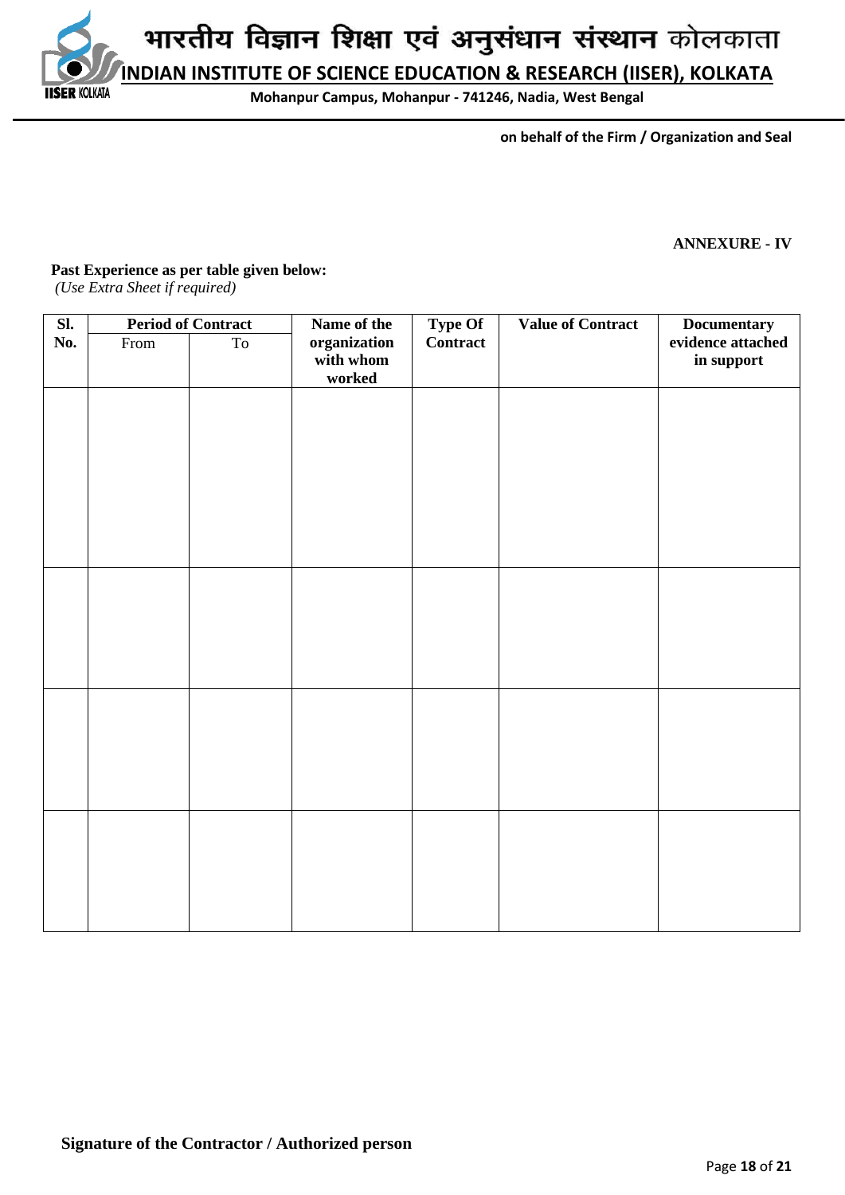on behalf of the Firm / Organization and Seal

**ANNEXURE - IV**

**Past Experience as per table given below:**
*(Use Extra Sheet if required)*

| Sl. No. | Period of Contract | | Name of the organization with whom worked | Type Of Contract | Value of Contract | Documentary evidence attached in support |
|---|---|---|---|---|---|---|
| | From | To | | | | |
| | | | | | | |
| | | | | | | |
| | | | | | | |
| | | | | | | |

**Signature of the Contractor / Authorized person**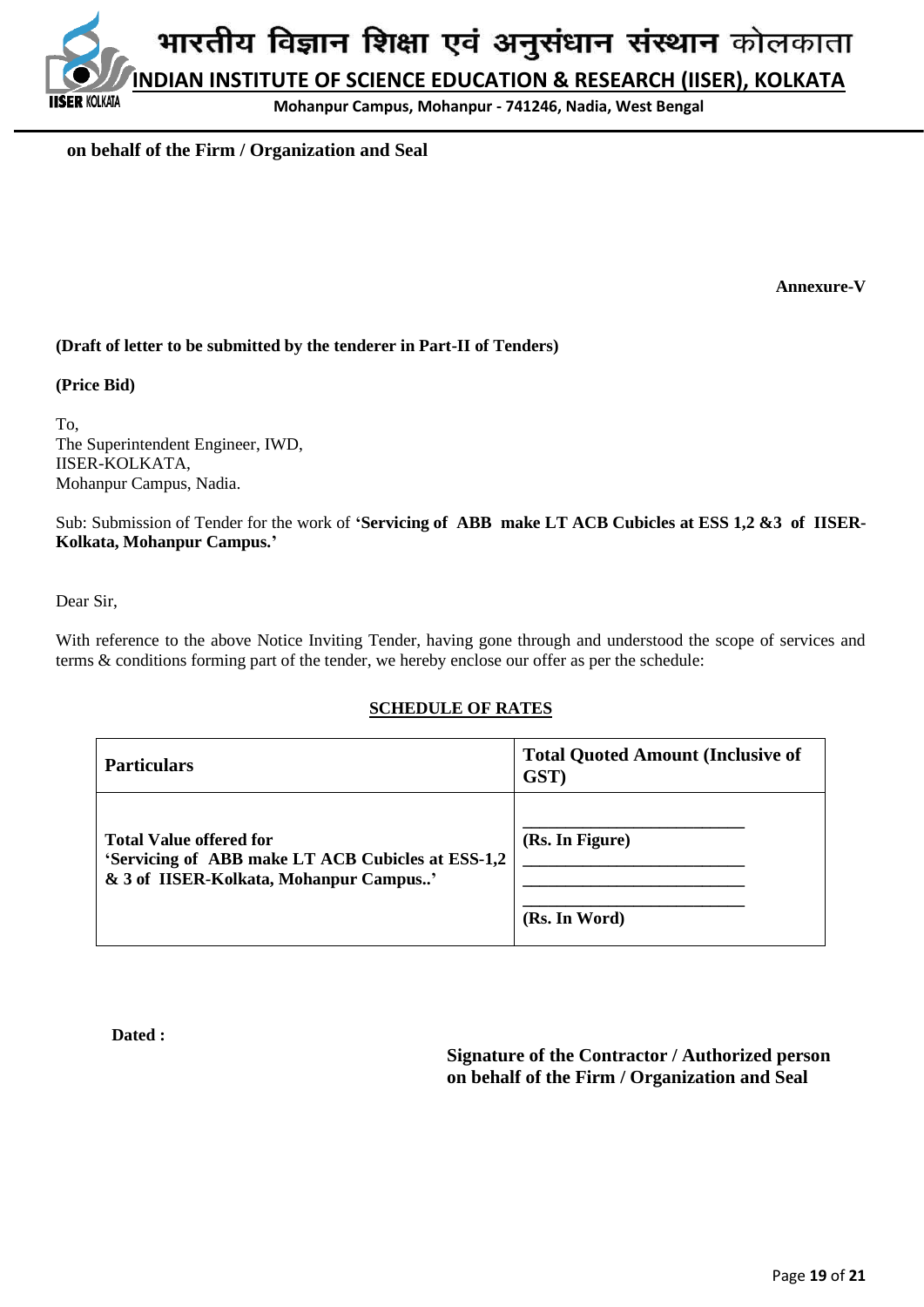**on behalf of the Firm / Organization and Seal**

**Annexure-V**

**(Draft of letter to be submitted by the tenderer in Part-II of Tenders)**

**(Price Bid)**

To,
The Superintendent Engineer, IWD,
IISER-KOLKATA,
Mohanpur Campus, Nadia.

Sub: Submission of Tender for the work of **'Servicing of ABB make LT ACB Cubicles at ESS 1,2 &3 of IISER-Kolkata, Mohanpur Campus.'**

Dear Sir,

With reference to the above Notice Inviting Tender, having gone through and understood the scope of services and terms & conditions forming part of the tender, we hereby enclose our offer as per the schedule:

**SCHEDULE OF RATES**

| **Particulars** | **Total Quoted Amount (Inclusive of GST)** |
|---|---|
| **Total Value offered for 'Servicing of ABB make LT ACB Cubicles at ESS-1,2 & 3 of IISER-Kolkata, Mohanpur Campus..'** | ________________________ **(Rs. In Figure)** ________________________ ________________________ ________________________ **(Rs. In Word)** |

**Dated :**

**Signature of the Contractor / Authorized person on behalf of the Firm / Organization and Seal**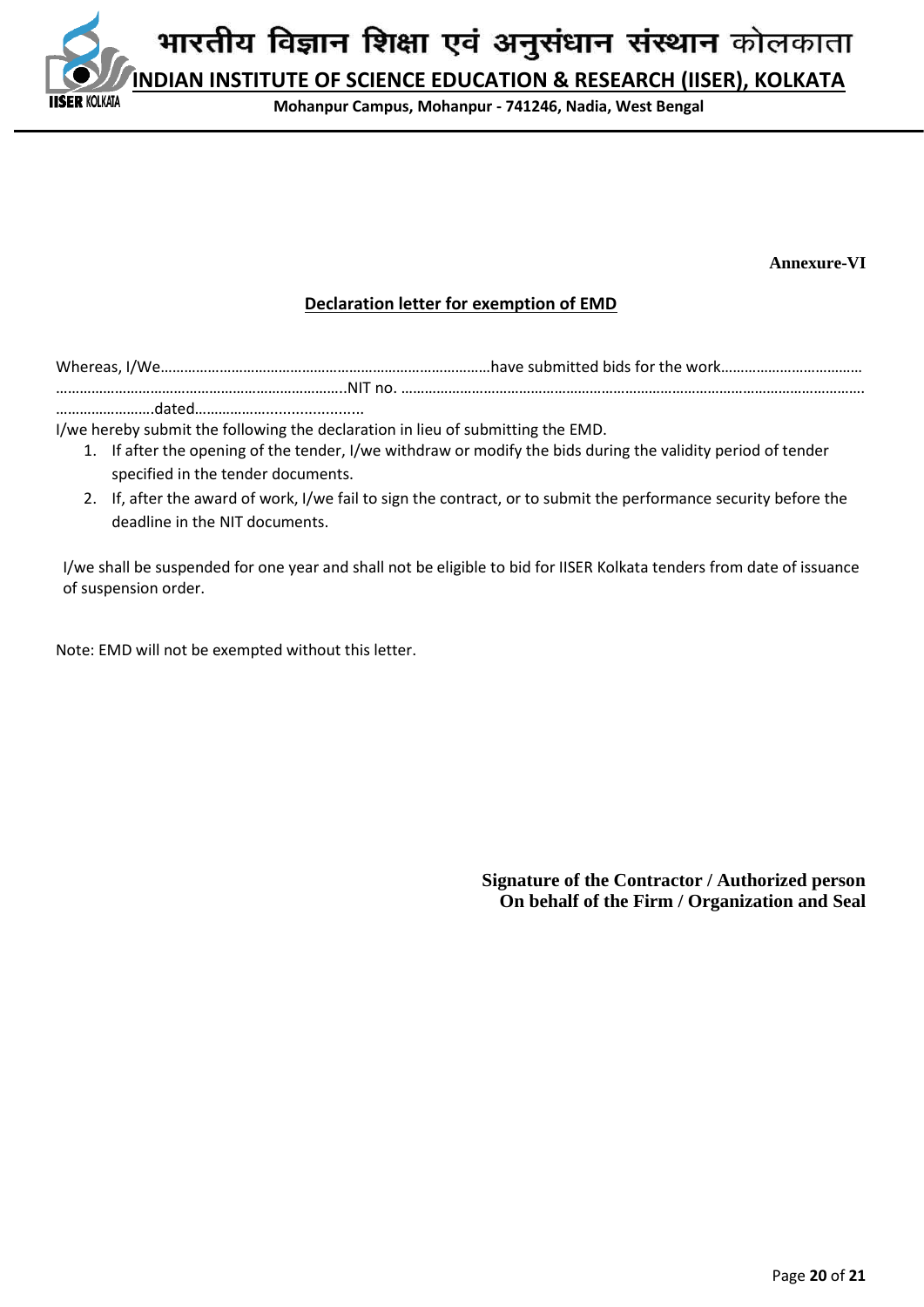भारतीय विज्ञान शिक्षा एवं अनुसंधान संस्थान कोलकाता

**INDIAN INSTITUTE OF SCIENCE EDUCATION & RESEARCH (IISER), KOLKATA**

**Mohanpur Campus, Mohanpur - 741246, Nadia, West Bengal**

**Annexure-VI**

## Declaration letter for exemption of EMD

Whereas, I/We…………………………………………………………………………have submitted bids for the work………………………………
…………………………………………………………………..NIT no. …………………………………………………………………………………………………………
…………………….dated…………………...................

I/we hereby submit the following the declaration in lieu of submitting the EMD.

1. If after the opening of the tender, I/we withdraw or modify the bids during the validity period of tender specified in the tender documents.
2. If, after the award of work, I/we fail to sign the contract, or to submit the performance security before the deadline in the NIT documents.

I/we shall be suspended for one year and shall not be eligible to bid for IISER Kolkata tenders from date of issuance of suspension order.

Note: EMD will not be exempted without this letter.

**Signature of the Contractor / Authorized person**
**On behalf of the Firm / Organization and Seal**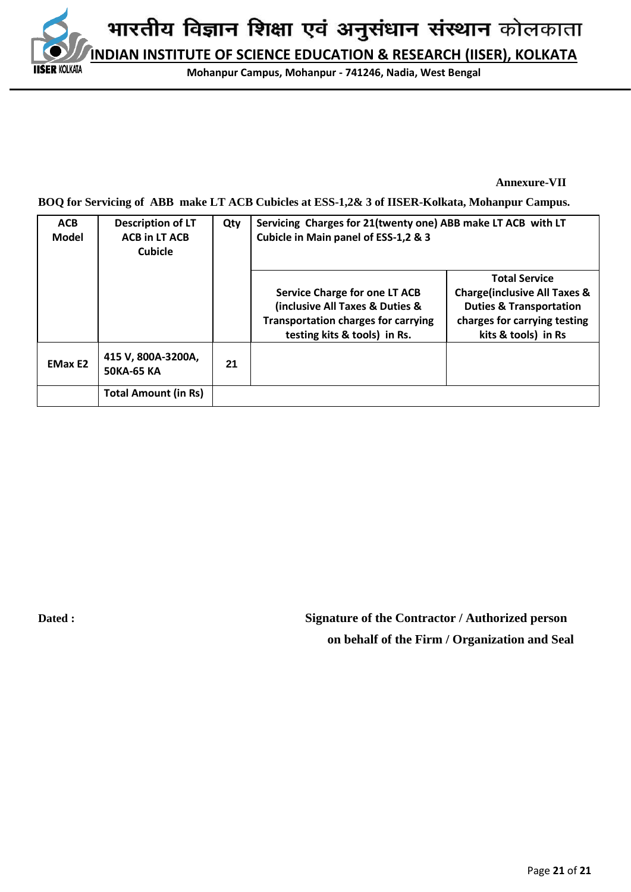भारतीय विज्ञान शिक्षा एवं अनुसंधान संस्थान कोलकाता

**INDIAN INSTITUTE OF SCIENCE EDUCATION & RESEARCH (IISER), KOLKATA**

**Mohanpur Campus, Mohanpur - 741246, Nadia, West Bengal**

**Annexure-VII**

**BOQ for Servicing of ABB make LT ACB Cubicles at ESS-1,2& 3 of IISER-Kolkata, Mohanpur Campus.**

| ACB Model | Description of LT ACB in LT ACB Cubicle | Qty | Servicing Charges for 21(twenty one) ABB make LT ACB with LT Cubicle in Main panel of ESS-1,2 & 3 | |
|---|---|---|---|---|
| | | | Service Charge for one LT ACB (inclusive All Taxes & Duties & Transportation charges for carrying testing kits & tools) in Rs. | Total Service Charge(inclusive All Taxes & Duties & Transportation charges for carrying testing kits & tools) in Rs |
| EMax E2 | 415 V, 800A-3200A, 50KA-65 KA | 21 | | |
| | Total Amount (in Rs) | | | |

**Dated :**

**Signature of the Contractor / Authorized person on behalf of the Firm / Organization and Seal**